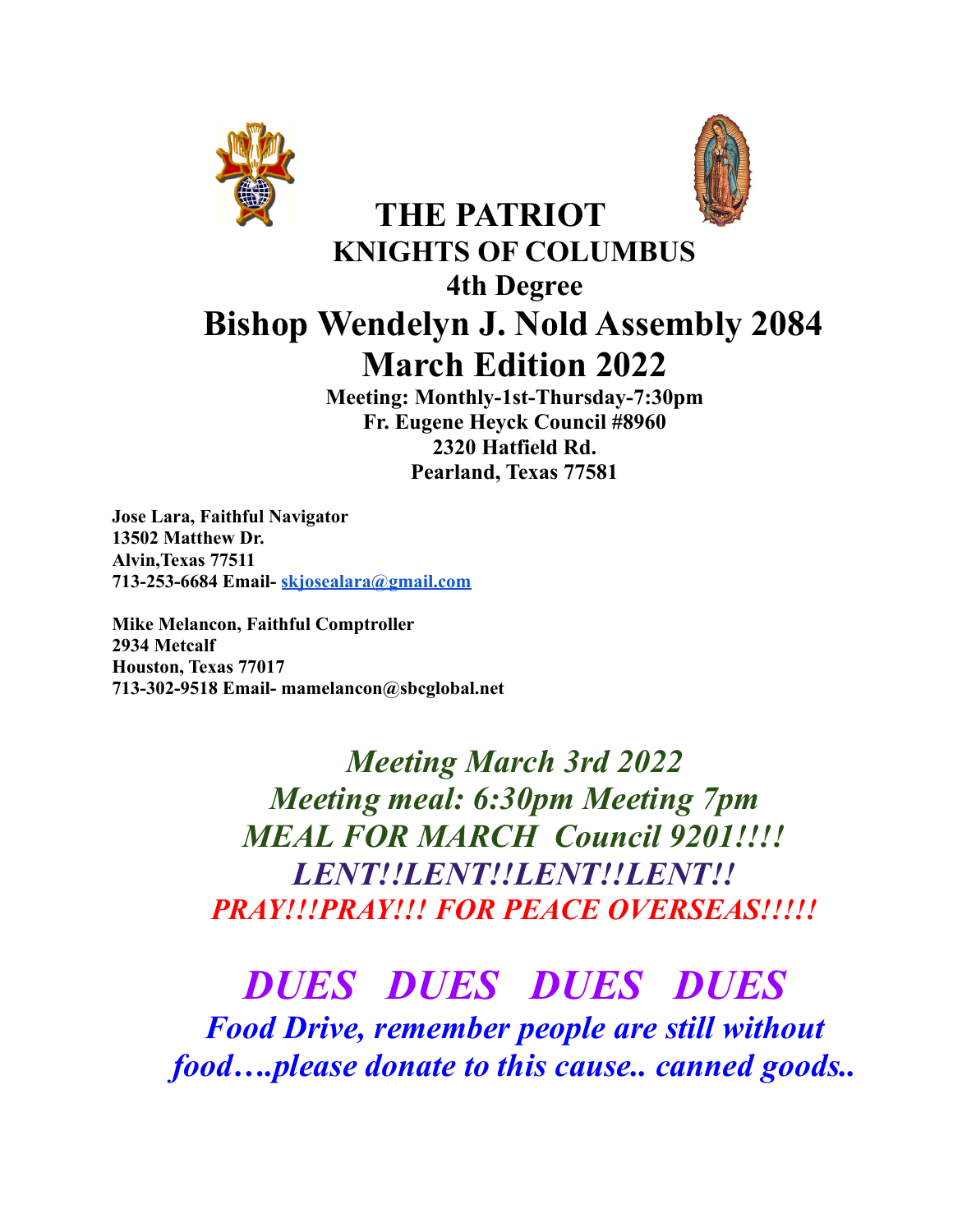# THE PATRIOT

## KNIGHTS OF COLUMBUS

### 4th Degree

# Bishop Wendelyn J. Nold Assembly 2084

# March Edition 2022

**Meeting: Monthly-1st-Thursday-7:30pm**
**Fr. Eugene Heyck Council #8960**
**2320 Hatfield Rd.**
**Pearland, Texas 77581**

**Jose Lara, Faithful Navigator**
**13502 Matthew Dr.**
**Alvin,Texas 77511**
**713-253-6684 Email- skjosealara@gmail.com**

**Mike Melancon, Faithful Comptroller**
**2934 Metcalf**
**Houston, Texas 77017**
**713-302-9518 Email- mamelancon@sbcglobal.net**

***Meeting March 3rd 2022***
***Meeting meal: 6:30pm Meeting 7pm***
***MEAL FOR MARCH Council 9201!!!!***
***LENT!!LENT!!LENT!!LENT!!***
***PRAY!!!PRAY!!! FOR PEACE OVERSEAS!!!!!***

***DUES DUES DUES DUES***

***Food Drive, remember people are still without food….please donate to this cause.. canned goods..***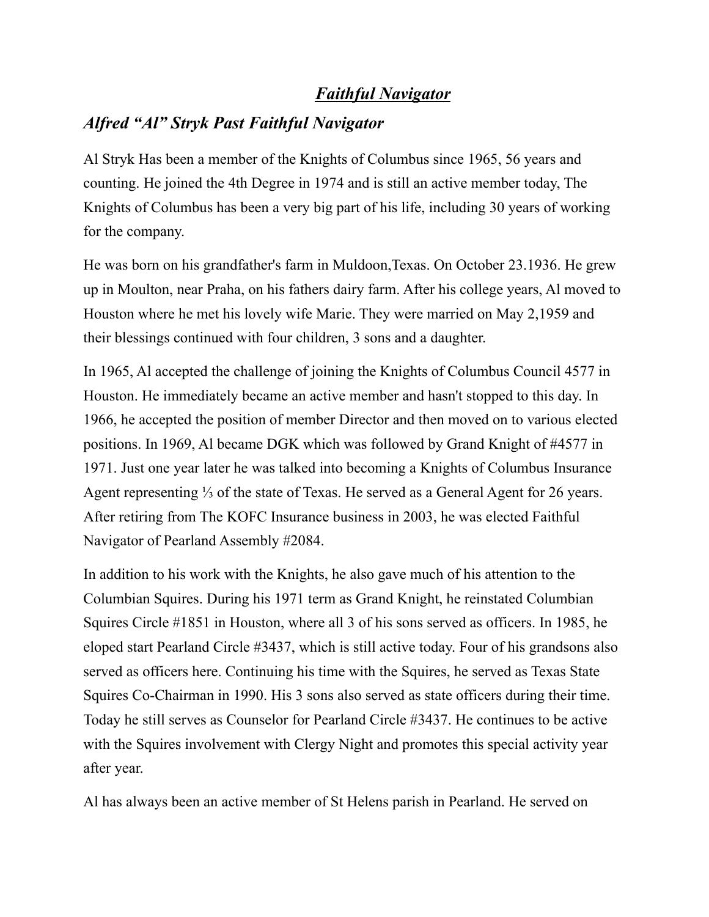## *Faithful Navigator*

### *Alfred "Al" Stryk Past Faithful Navigator*

Al Stryk Has been a member of the Knights of Columbus since 1965, 56 years and counting. He joined the 4th Degree in 1974 and is still an active member today, The Knights of Columbus has been a very big part of his life, including 30 years of working for the company.

He was born on his grandfather's farm in Muldoon,Texas. On October 23.1936. He grew up in Moulton, near Praha, on his fathers dairy farm. After his college years, Al moved to Houston where he met his lovely wife Marie. They were married on May 2,1959 and their blessings continued with four children, 3 sons and a daughter.

In 1965, Al accepted the challenge of joining the Knights of Columbus Council 4577 in Houston. He immediately became an active member and hasn't stopped to this day. In 1966, he accepted the position of member Director and then moved on to various elected positions. In 1969, Al became DGK which was followed by Grand Knight of #4577 in 1971. Just one year later he was talked into becoming a Knights of Columbus Insurance Agent representing ⅓ of the state of Texas. He served as a General Agent for 26 years. After retiring from The KOFC Insurance business in 2003, he was elected Faithful Navigator of Pearland Assembly #2084.

In addition to his work with the Knights, he also gave much of his attention to the Columbian Squires. During his 1971 term as Grand Knight, he reinstated Columbian Squires Circle #1851 in Houston, where all 3 of his sons served as officers. In 1985, he eloped start Pearland Circle #3437, which is still active today. Four of his grandsons also served as officers here. Continuing his time with the Squires, he served as Texas State Squires Co-Chairman in 1990. His 3 sons also served as state officers during their time. Today he still serves as Counselor for Pearland Circle #3437. He continues to be active with the Squires involvement with Clergy Night and promotes this special activity year after year.

Al has always been an active member of St Helens parish in Pearland. He served on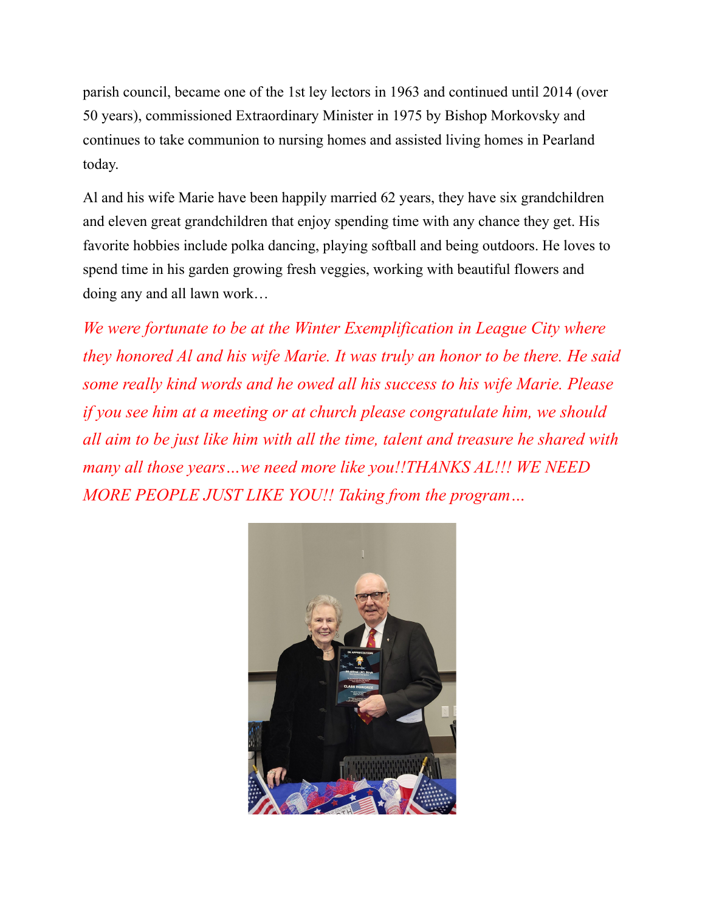parish council, became one of the 1st ley lectors in 1963 and continued until 2014 (over 50 years), commissioned Extraordinary Minister in 1975 by Bishop Morkovsky and continues to take communion to nursing homes and assisted living homes in Pearland today.

Al and his wife Marie have been happily married 62 years, they have six grandchildren and eleven great grandchildren that enjoy spending time with any chance they get. His favorite hobbies include polka dancing, playing softball and being outdoors. He loves to spend time in his garden growing fresh veggies, working with beautiful flowers and doing any and all lawn work…

*We were fortunate to be at the Winter Exemplification in League City where they honored Al and his wife Marie. It was truly an honor to be there. He said some really kind words and he owed all his success to his wife Marie. Please if you see him at a meeting or at church please congratulate him, we should all aim to be just like him with all the time, talent and treasure he shared with many all those years…we need more like you!!THANKS AL!!! WE NEED MORE PEOPLE JUST LIKE YOU!! Taking from the program…*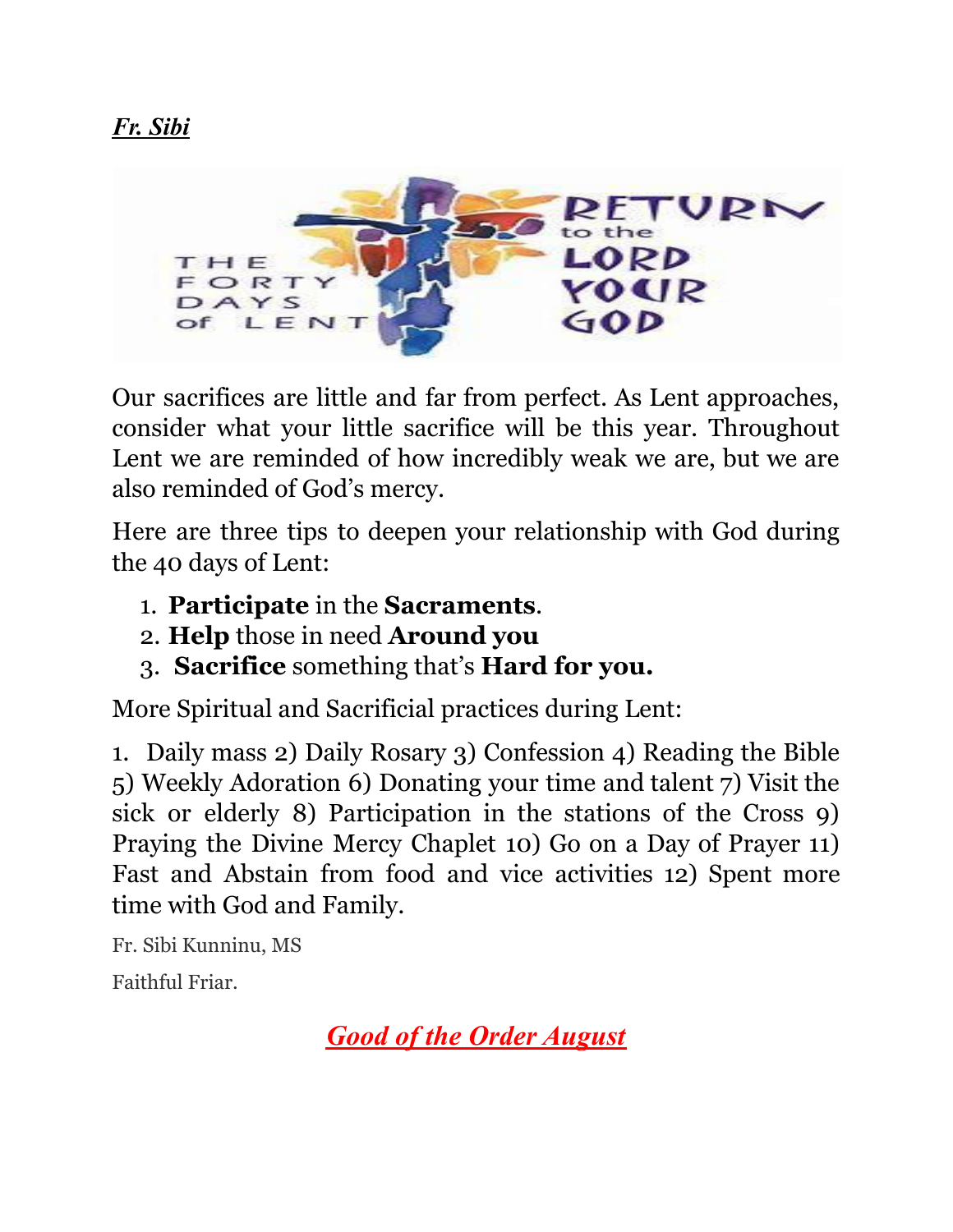***Fr. Sibi***

Our sacrifices are little and far from perfect. As Lent approaches, consider what your little sacrifice will be this year. Throughout Lent we are reminded of how incredibly weak we are, but we are also reminded of God's mercy.

Here are three tips to deepen your relationship with God during the 40 days of Lent:

1. **Participate** in the **Sacraments**.
2. **Help** those in need **Around you**
3. **Sacrifice** something that's **Hard for you.**

More Spiritual and Sacrificial practices during Lent:

1. Daily mass 2) Daily Rosary 3) Confession 4) Reading the Bible 5) Weekly Adoration 6) Donating your time and talent 7) Visit the sick or elderly 8) Participation in the stations of the Cross 9) Praying the Divine Mercy Chaplet 10) Go on a Day of Prayer 11) Fast and Abstain from food and vice activities 12) Spent more time with God and Family.

Fr. Sibi Kunninu, MS

Faithful Friar.

***Good of the Order August***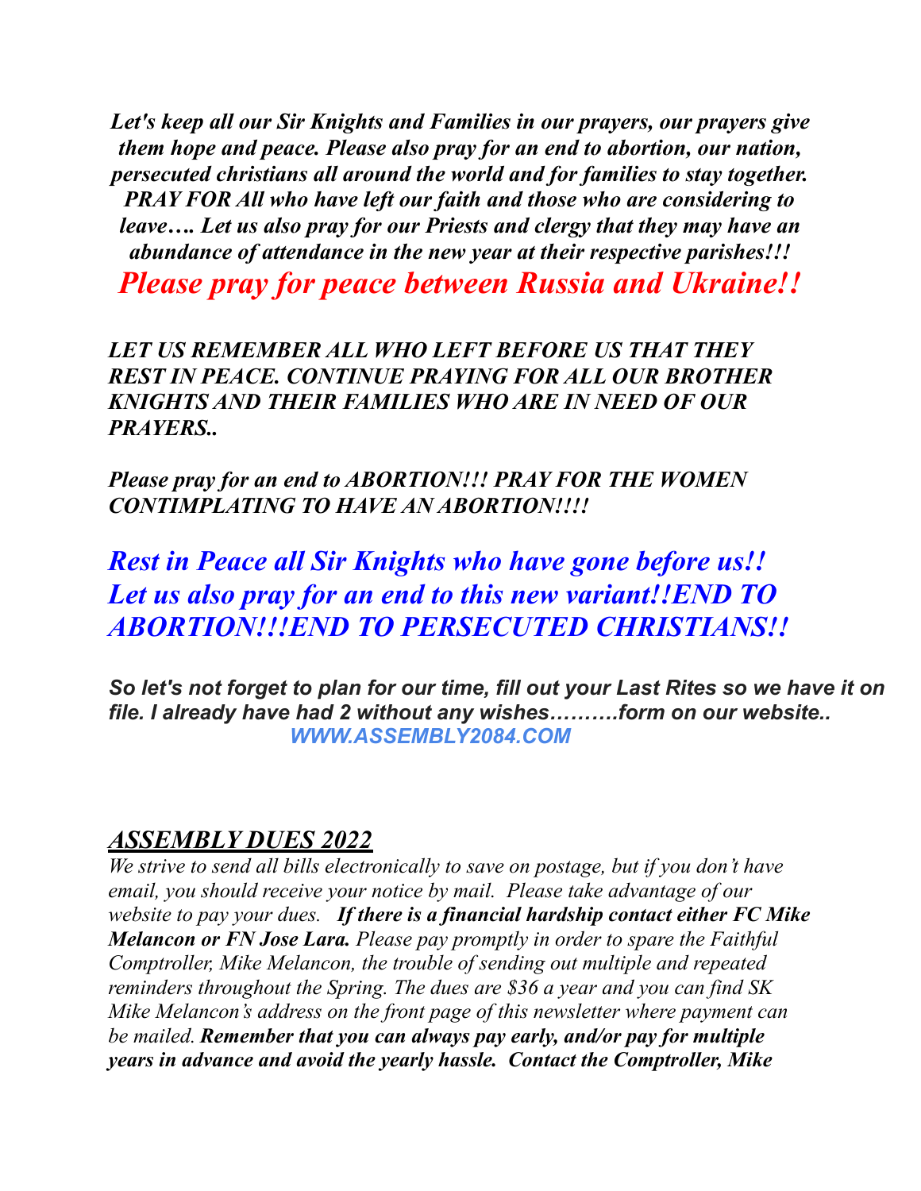***Let's keep all our Sir Knights and Families in our prayers, our prayers give them hope and peace. Please also pray for an end to abortion, our nation, persecuted christians all around the world and for families to stay together. PRAY FOR All who have left our faith and those who are considering to leave…. Let us also pray for our Priests and clergy that they may have an abundance of attendance in the new year at their respective parishes!!!***

***Please pray for peace between Russia and Ukraine!!***

***LET US REMEMBER ALL WHO LEFT BEFORE US THAT THEY REST IN PEACE. CONTINUE PRAYING FOR ALL OUR BROTHER KNIGHTS AND THEIR FAMILIES WHO ARE IN NEED OF OUR PRAYERS..***

***Please pray for an end to ABORTION!!! PRAY FOR THE WOMEN CONTIMPLATING TO HAVE AN ABORTION!!!!***

***Rest in Peace all Sir Knights who have gone before us!! Let us also pray for an end to this new variant!!END TO ABORTION!!!END TO PERSECUTED CHRISTIANS!!***

***So let's not forget to plan for our time, fill out your Last Rites so we have it on file. I already have had 2 without any wishes……….form on our website..***

***WWW.ASSEMBLY2084.COM***

## ***ASSEMBLY DUES 2022***

*We strive to send all bills electronically to save on postage, but if you don't have email, you should receive your notice by mail. Please take advantage of our website to pay your dues.* ***If there is a financial hardship contact either FC Mike Melancon or FN Jose Lara.*** *Please pay promptly in order to spare the Faithful Comptroller, Mike Melancon, the trouble of sending out multiple and repeated reminders throughout the Spring. The dues are $36 a year and you can find SK Mike Melancon's address on the front page of this newsletter where payment can be mailed.* ***Remember that you can always pay early, and/or pay for multiple years in advance and avoid the yearly hassle. Contact the Comptroller, Mike***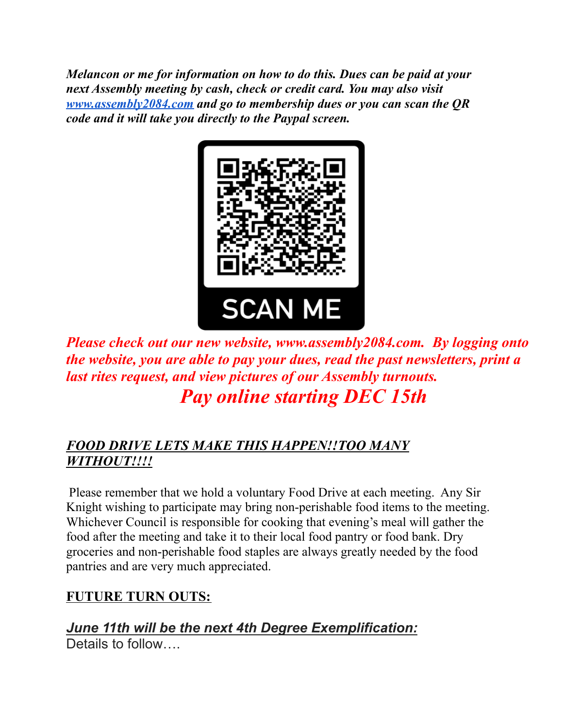***Melancon or me for information on how to do this. Dues can be paid at your next Assembly meeting by cash, check or credit card. You may also visit [www.assembly2084.com](http://www.assembly2084.com) and go to membership dues or you can scan the QR code and it will take you directly to the Paypal screen.***

SCAN ME

***Please check out our new website, www.assembly2084.com. By logging onto the website, you are able to pay your dues, read the past newsletters, print a last rites request, and view pictures of our Assembly turnouts.***

***Pay online starting DEC 15th***

## ***FOOD DRIVE LETS MAKE THIS HAPPEN!!TOO MANY WITHOUT!!!!***

Please remember that we hold a voluntary Food Drive at each meeting. Any Sir Knight wishing to participate may bring non-perishable food items to the meeting. Whichever Council is responsible for cooking that evening's meal will gather the food after the meeting and take it to their local food pantry or food bank. Dry groceries and non-perishable food staples are always greatly needed by the food pantries and are very much appreciated.

## **FUTURE TURN OUTS:**

### ***June 11th will be the next 4th Degree Exemplification:***

Details to follow….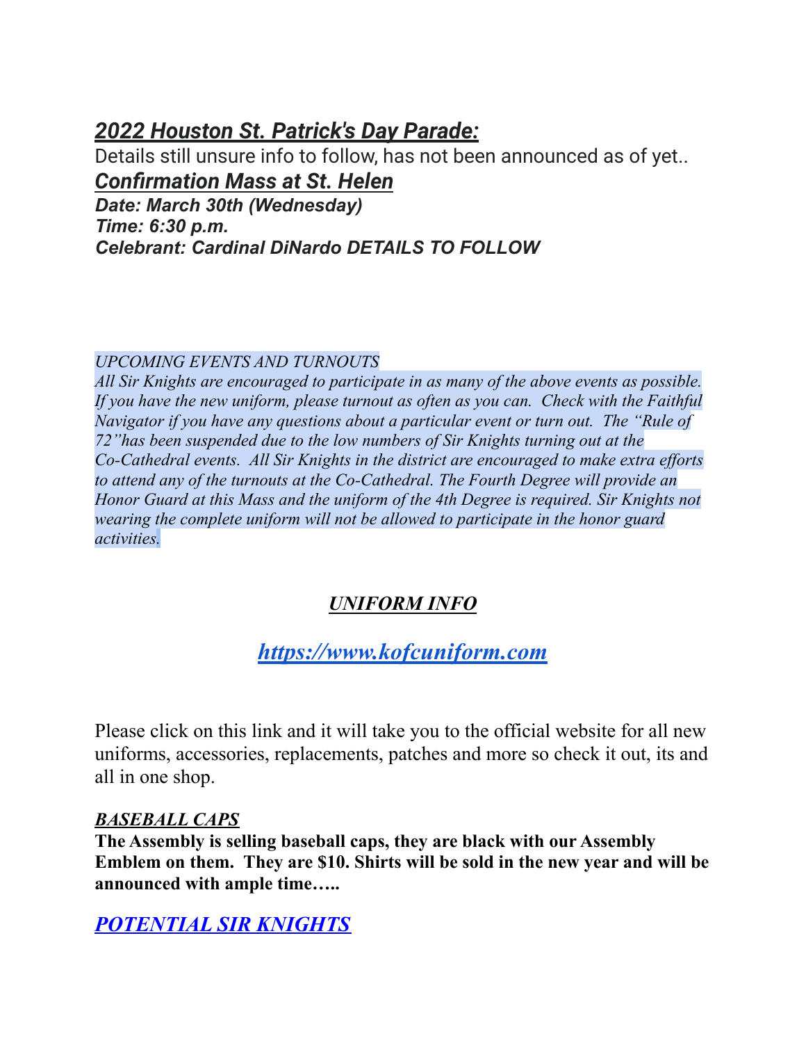## *2022 Houston St. Patrick's Day Parade:*

Details still unsure info to follow, has not been announced as of yet..

## *Confirmation Mass at St. Helen*

***Date: March 30th (Wednesday)***
***Time: 6:30 p.m.***
***Celebrant: Cardinal DiNardo DETAILS TO FOLLOW***

*UPCOMING EVENTS AND TURNOUTS*

*All Sir Knights are encouraged to participate in as many of the above events as possible. If you have the new uniform, please turnout as often as you can. Check with the Faithful Navigator if you have any questions about a particular event or turn out. The "Rule of 72"has been suspended due to the low numbers of Sir Knights turning out at the Co-Cathedral events. All Sir Knights in the district are encouraged to make extra efforts to attend any of the turnouts at the Co-Cathedral. The Fourth Degree will provide an Honor Guard at this Mass and the uniform of the 4th Degree is required. Sir Knights not wearing the complete uniform will not be allowed to participate in the honor guard activities.*

### *UNIFORM INFO*

### *https://www.kofcuniform.com*

Please click on this link and it will take you to the official website for all new uniforms, accessories, replacements, patches and more so check it out, its and all in one shop.

*BASEBALL CAPS*

**The Assembly is selling baseball caps, they are black with our Assembly Emblem on them. They are $10. Shirts will be sold in the new year and will be announced with ample time…..**

## *POTENTIAL SIR KNIGHTS*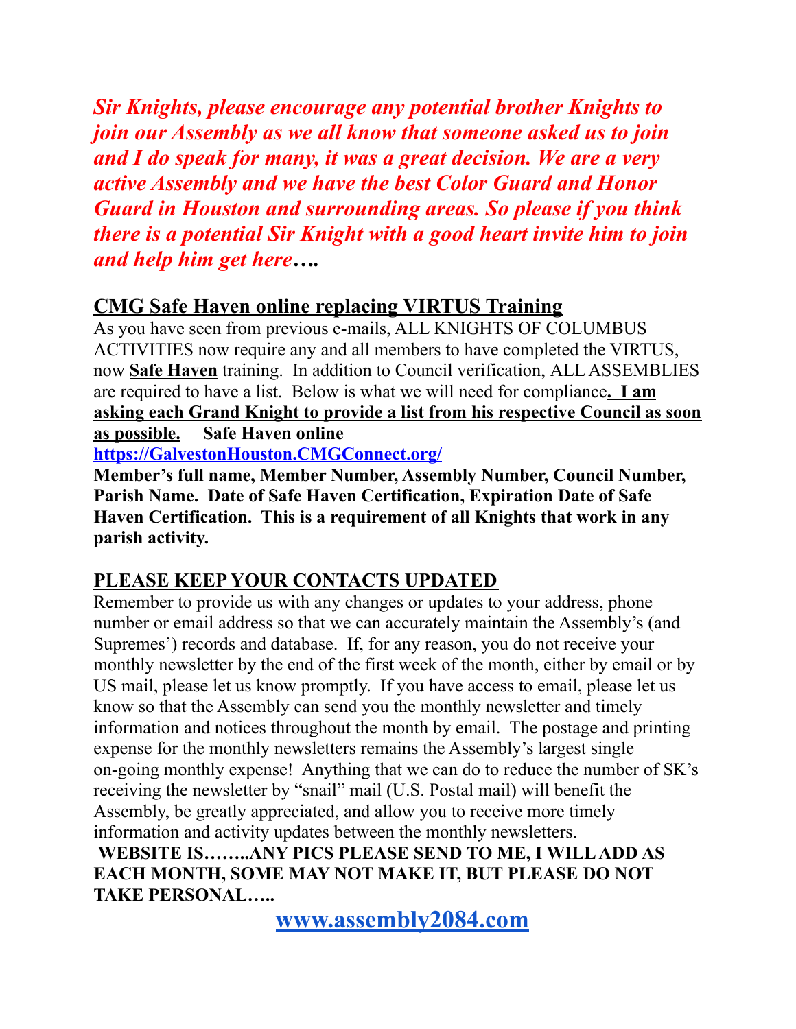***Sir Knights, please encourage any potential brother Knights to join our Assembly as we all know that someone asked us to join and I do speak for many, it was a great decision. We are a very active Assembly and we have the best Color Guard and Honor Guard in Houston and surrounding areas. So please if you think there is a potential Sir Knight with a good heart invite him to join and help him get here….***

## CMG Safe Haven online replacing VIRTUS Training

As you have seen from previous e-mails, ALL KNIGHTS OF COLUMBUS ACTIVITIES now require any and all members to have completed the VIRTUS, now **Safe Haven** training. In addition to Council verification, ALL ASSEMBLIES are required to have a list. Below is what we will need for compliance**. I am asking each Grand Knight to provide a list from his respective Council as soon as possible.** **Safe Haven online**

**https://GalvestonHouston.CMGConnect.org/**

**Member's full name, Member Number, Assembly Number, Council Number, Parish Name. Date of Safe Haven Certification, Expiration Date of Safe Haven Certification. This is a requirement of all Knights that work in any parish activity.**

## PLEASE KEEP YOUR CONTACTS UPDATED

Remember to provide us with any changes or updates to your address, phone number or email address so that we can accurately maintain the Assembly's (and Supremes') records and database. If, for any reason, you do not receive your monthly newsletter by the end of the first week of the month, either by email or by US mail, please let us know promptly. If you have access to email, please let us know so that the Assembly can send you the monthly newsletter and timely information and notices throughout the month by email. The postage and printing expense for the monthly newsletters remains the Assembly's largest single on-going monthly expense! Anything that we can do to reduce the number of SK's receiving the newsletter by "snail" mail (U.S. Postal mail) will benefit the Assembly, be greatly appreciated, and allow you to receive more timely information and activity updates between the monthly newsletters.

**WEBSITE IS……..ANY PICS PLEASE SEND TO ME, I WILL ADD AS EACH MONTH, SOME MAY NOT MAKE IT, BUT PLEASE DO NOT TAKE PERSONAL…..**

**www.assembly2084.com**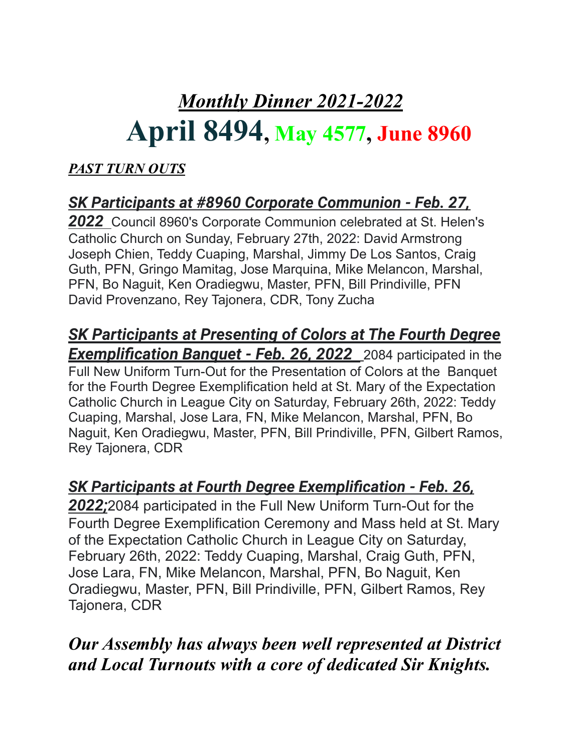# *Monthly Dinner 2021-2022*

# April 8494, May 4577, June 8960

***PAST TURN OUTS***

***SK Participants at #8960 Corporate Communion - Feb. 27, 2022*** Council 8960's Corporate Communion celebrated at St. Helen's Catholic Church on Sunday, February 27th, 2022: David Armstrong Joseph Chien, Teddy Cuaping, Marshal, Jimmy De Los Santos, Craig Guth, PFN, Gringo Mamitag, Jose Marquina, Mike Melancon, Marshal, PFN, Bo Naguit, Ken Oradiegwu, Master, PFN, Bill Prindiville, PFN David Provenzano, Rey Tajonera, CDR, Tony Zucha

***SK Participants at Presenting of Colors at The Fourth Degree Exemplification Banquet - Feb. 26, 2022*** 2084 participated in the Full New Uniform Turn-Out for the Presentation of Colors at the Banquet for the Fourth Degree Exemplification held at St. Mary of the Expectation Catholic Church in League City on Saturday, February 26th, 2022: Teddy Cuaping, Marshal, Jose Lara, FN, Mike Melancon, Marshal, PFN, Bo Naguit, Ken Oradiegwu, Master, PFN, Bill Prindiville, PFN, Gilbert Ramos, Rey Tajonera, CDR

***SK Participants at Fourth Degree Exemplification - Feb. 26, 2022;***2084 participated in the Full New Uniform Turn-Out for the Fourth Degree Exemplification Ceremony and Mass held at St. Mary of the Expectation Catholic Church in League City on Saturday, February 26th, 2022: Teddy Cuaping, Marshal, Craig Guth, PFN, Jose Lara, FN, Mike Melancon, Marshal, PFN, Bo Naguit, Ken Oradiegwu, Master, PFN, Bill Prindiville, PFN, Gilbert Ramos, Rey Tajonera, CDR

***Our Assembly has always been well represented at District and Local Turnouts with a core of dedicated Sir Knights.***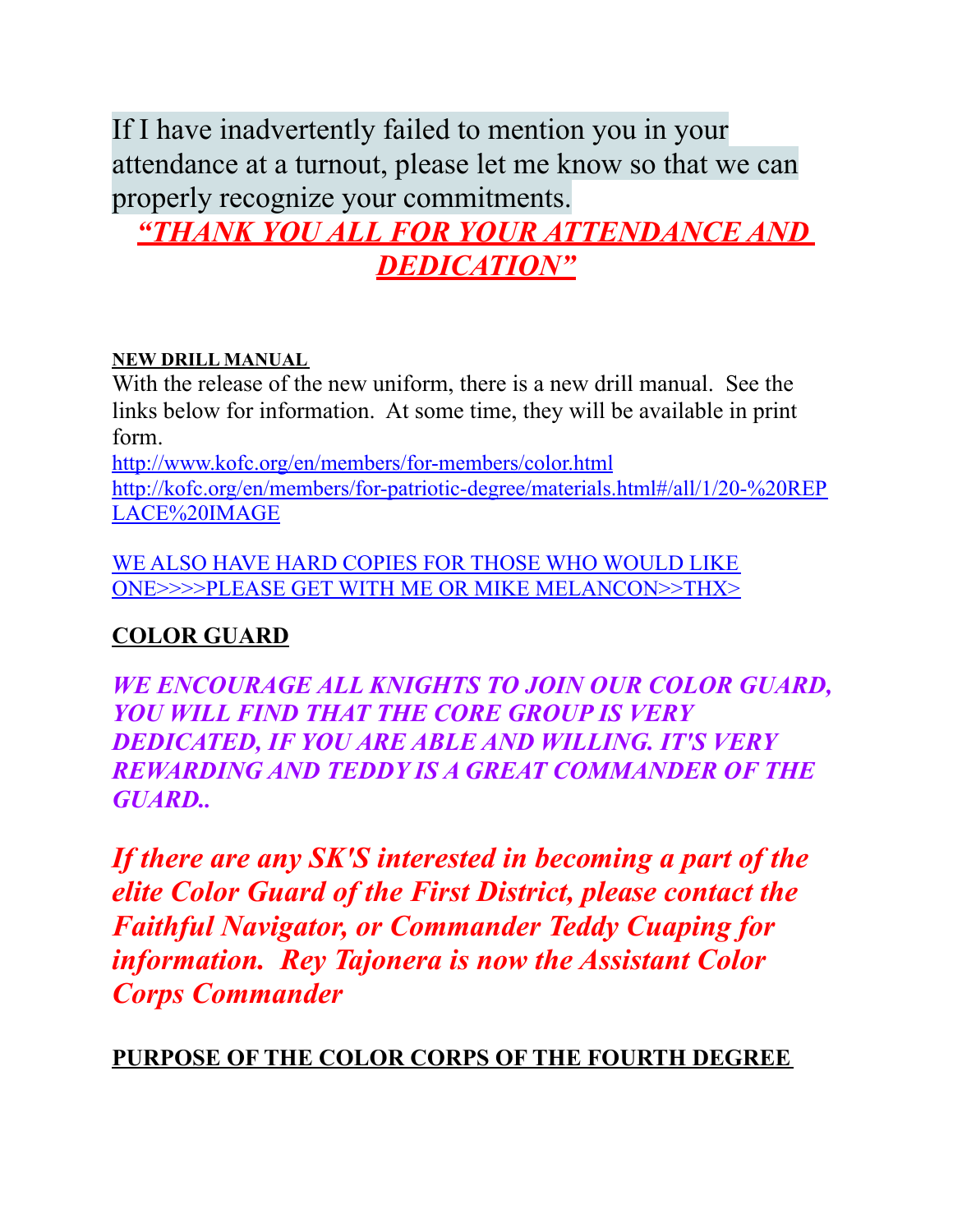If I have inadvertently failed to mention you in your attendance at a turnout, please let me know so that we can properly recognize your commitments.

***"THANK YOU ALL FOR YOUR ATTENDANCE AND DEDICATION"***

**NEW DRILL MANUAL**

With the release of the new uniform, there is a new drill manual. See the links below for information. At some time, they will be available in print form.

http://www.kofc.org/en/members/for-members/color.html

http://kofc.org/en/members/for-patriotic-degree/materials.html#/all/1/20-%20REPLACE%20IMAGE

WE ALSO HAVE HARD COPIES FOR THOSE WHO WOULD LIKE ONE>>>>PLEASE GET WITH ME OR MIKE MELANCON>>THX>

**COLOR GUARD**

***WE ENCOURAGE ALL KNIGHTS TO JOIN OUR COLOR GUARD, YOU WILL FIND THAT THE CORE GROUP IS VERY DEDICATED, IF YOU ARE ABLE AND WILLING. IT'S VERY REWARDING AND TEDDY IS A GREAT COMMANDER OF THE GUARD..***

***If there are any SK'S interested in becoming a part of the elite Color Guard of the First District, please contact the Faithful Navigator, or Commander Teddy Cuaping for information. Rey Tajonera is now the Assistant Color Corps Commander***

**PURPOSE OF THE COLOR CORPS OF THE FOURTH DEGREE**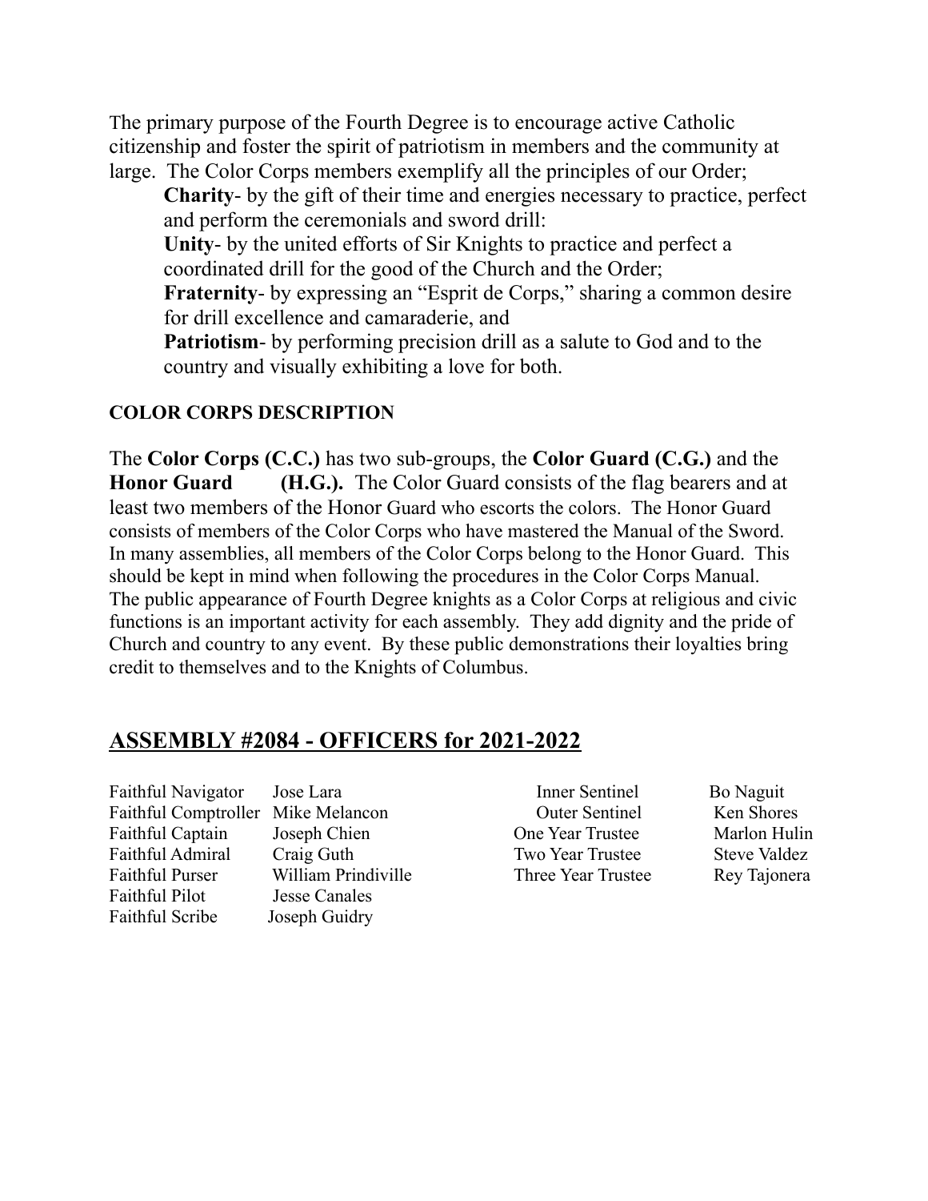The primary purpose of the Fourth Degree is to encourage active Catholic citizenship and foster the spirit of patriotism in members and the community at large. The Color Corps members exemplify all the principles of our Order;

- **Charity**- by the gift of their time and energies necessary to practice, perfect and perform the ceremonials and sword drill:
- **Unity**- by the united efforts of Sir Knights to practice and perfect a coordinated drill for the good of the Church and the Order;
- **Fraternity**- by expressing an "Esprit de Corps," sharing a common desire for drill excellence and camaraderie, and
- **Patriotism**- by performing precision drill as a salute to God and to the country and visually exhibiting a love for both.

**COLOR CORPS DESCRIPTION**

The **Color Corps (C.C.)** has two sub-groups, the **Color Guard (C.G.)** and the **Honor Guard (H.G.).** The Color Guard consists of the flag bearers and at least two members of the Honor Guard who escorts the colors. The Honor Guard consists of members of the Color Corps who have mastered the Manual of the Sword. In many assemblies, all members of the Color Corps belong to the Honor Guard. This should be kept in mind when following the procedures in the Color Corps Manual. The public appearance of Fourth Degree knights as a Color Corps at religious and civic functions is an important activity for each assembly. They add dignity and the pride of Church and country to any event. By these public demonstrations their loyalties bring credit to themselves and to the Knights of Columbus.

## ASSEMBLY #2084 - OFFICERS for 2021-2022

| Office | Name | Office | Name |
|---|---|---|---|
| Faithful Navigator | Jose Lara | Inner Sentinel | Bo Naguit |
| Faithful Comptroller | Mike Melancon | Outer Sentinel | Ken Shores |
| Faithful Captain | Joseph Chien | One Year Trustee | Marlon Hulin |
| Faithful Admiral | Craig Guth | Two Year Trustee | Steve Valdez |
| Faithful Purser | William Prindiville | Three Year Trustee | Rey Tajonera |
| Faithful Pilot | Jesse Canales | | |
| Faithful Scribe | Joseph Guidry | | |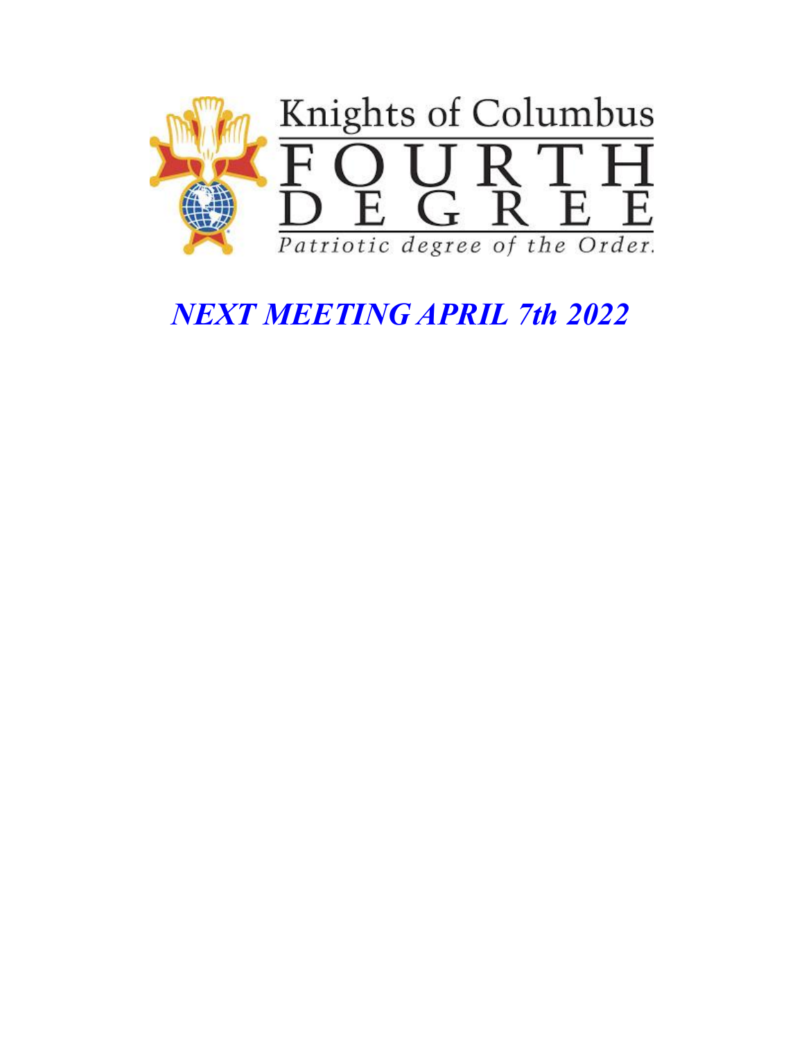Knights of Columbus

FOURTH DEGREE

*Patriotic degree of the Order.*

## *NEXT MEETING APRIL 7th 2022*